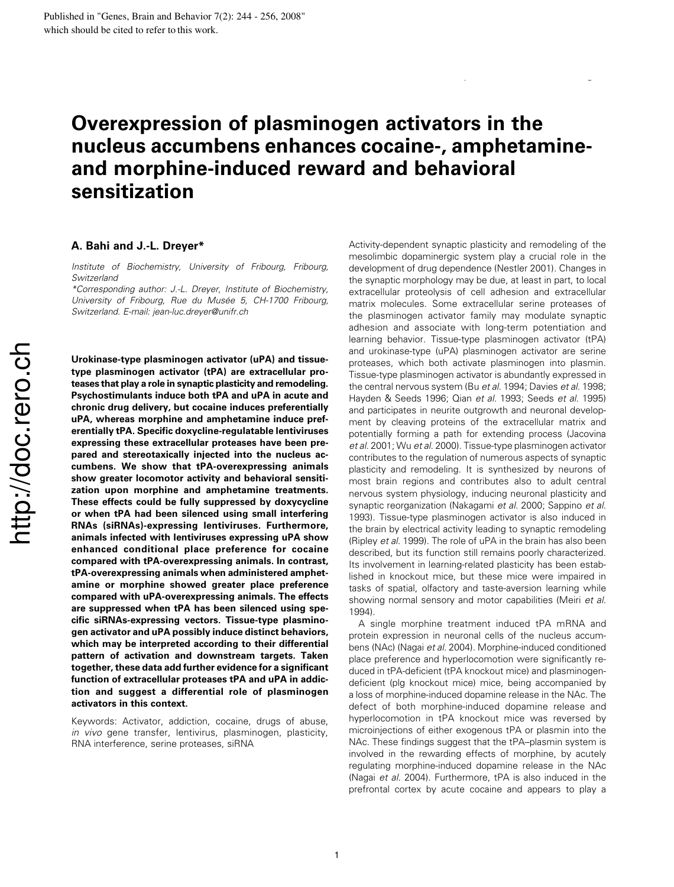Published in "Genes, Brain and Behavior 7(2): 244 - 256, 2008" which should be cited to refer to this work.

# Overexpression of plasminogen activators in the nucleus accumbens enhances cocaine-, amphetamine- and morphine-induced reward and behavioral sensitization

**A. Bahi and J.-L. Dreyer***

*Institute of Biochemistry, University of Fribourg, Fribourg, Switzerland*

*\*Corresponding author: J.-L. Dreyer, Institute of Biochemistry, University of Fribourg, Rue du Musée 5, CH-1700 Fribourg, Switzerland. E-mail: jean-luc.dreyer@unifr.ch*

**Urokinase-type plasminogen activator (uPA) and tissue-type plasminogen activator (tPA) are extracellular proteases that play a role in synaptic plasticity and remodeling. Psychostimulants induce both tPA and uPA in acute and chronic drug delivery, but cocaine induces preferentially uPA, whereas morphine and amphetamine induce preferentially tPA. Specific doxycline-regulatable lentiviruses expressing these extracellular proteases have been prepared and stereotaxically injected into the nucleus accumbens. We show that tPA-overexpressing animals show greater locomotor activity and behavioral sensitization upon morphine and amphetamine treatments. These effects could be fully suppressed by doxycycline or when tPA had been silenced using small interfering RNAs (siRNAs)-expressing lentiviruses. Furthermore, animals infected with lentiviruses expressing uPA show enhanced conditional place preference for cocaine compared with tPA-overexpressing animals. In contrast, tPA-overexpressing animals when administered amphetamine or morphine showed greater place preference compared with uPA-overexpressing animals. The effects are suppressed when tPA has been silenced using specific siRNAs-expressing vectors. Tissue-type plasminogen activator and uPA possibly induce distinct behaviors, which may be interpreted according to their differential pattern of activation and downstream targets. Taken together, these data add further evidence for a significant function of extracellular proteases tPA and uPA in addiction and suggest a differential role of plasminogen activators in this context.**

Keywords: Activator, addiction, cocaine, drugs of abuse, *in vivo* gene transfer, lentivirus, plasminogen, plasticity, RNA interference, serine proteases, siRNA

Activity-dependent synaptic plasticity and remodeling of the mesolimbic dopaminergic system play a crucial role in the development of drug dependence (Nestler 2001). Changes in the synaptic morphology may be due, at least in part, to local extracellular proteolysis of cell adhesion and extracellular matrix molecules. Some extracellular serine proteases of the plasminogen activator family may modulate synaptic adhesion and associate with long-term potentiation and learning behavior. Tissue-type plasminogen activator (tPA) and urokinase-type (uPA) plasminogen activator are serine proteases, which both activate plasminogen into plasmin. Tissue-type plasminogen activator is abundantly expressed in the central nervous system (Bu *et al.* 1994; Davies *et al.* 1998; Hayden & Seeds 1996; Qian *et al.* 1993; Seeds *et al.* 1995) and participates in neurite outgrowth and neuronal development by cleaving proteins of the extracellular matrix and potentially forming a path for extending process (Jacovina *et al.* 2001; Wu *et al.* 2000). Tissue-type plasminogen activator contributes to the regulation of numerous aspects of synaptic plasticity and remodeling. It is synthesized by neurons of most brain regions and contributes also to adult central nervous system physiology, inducing neuronal plasticity and synaptic reorganization (Nakagami *et al.* 2000; Sappino *et al.* 1993). Tissue-type plasminogen activator is also induced in the brain by electrical activity leading to synaptic remodeling (Ripley *et al.* 1999). The role of uPA in the brain has also been described, but its function still remains poorly characterized. Its involvement in learning-related plasticity has been established in knockout mice, but these mice were impaired in tasks of spatial, olfactory and taste-aversion learning while showing normal sensory and motor capabilities (Meiri *et al.* 1994).

A single morphine treatment induced tPA mRNA and protein expression in neuronal cells of the nucleus accumbens (NAc) (Nagai *et al.* 2004). Morphine-induced conditioned place preference and hyperlocomotion were significantly reduced in tPA-deficient (tPA knockout mice) and plasminogen-deficient (plg knockout mice) mice, being accompanied by a loss of morphine-induced dopamine release in the NAc. The defect of both morphine-induced dopamine release and hyperlocomotion in tPA knockout mice was reversed by microinjections of either exogenous tPA or plasmin into the NAc. These findings suggest that the tPA–plasmin system is involved in the rewarding effects of morphine, by acutely regulating morphine-induced dopamine release in the NAc (Nagai *et al.* 2004). Furthermore, tPA is also induced in the prefrontal cortex by acute cocaine and appears to play a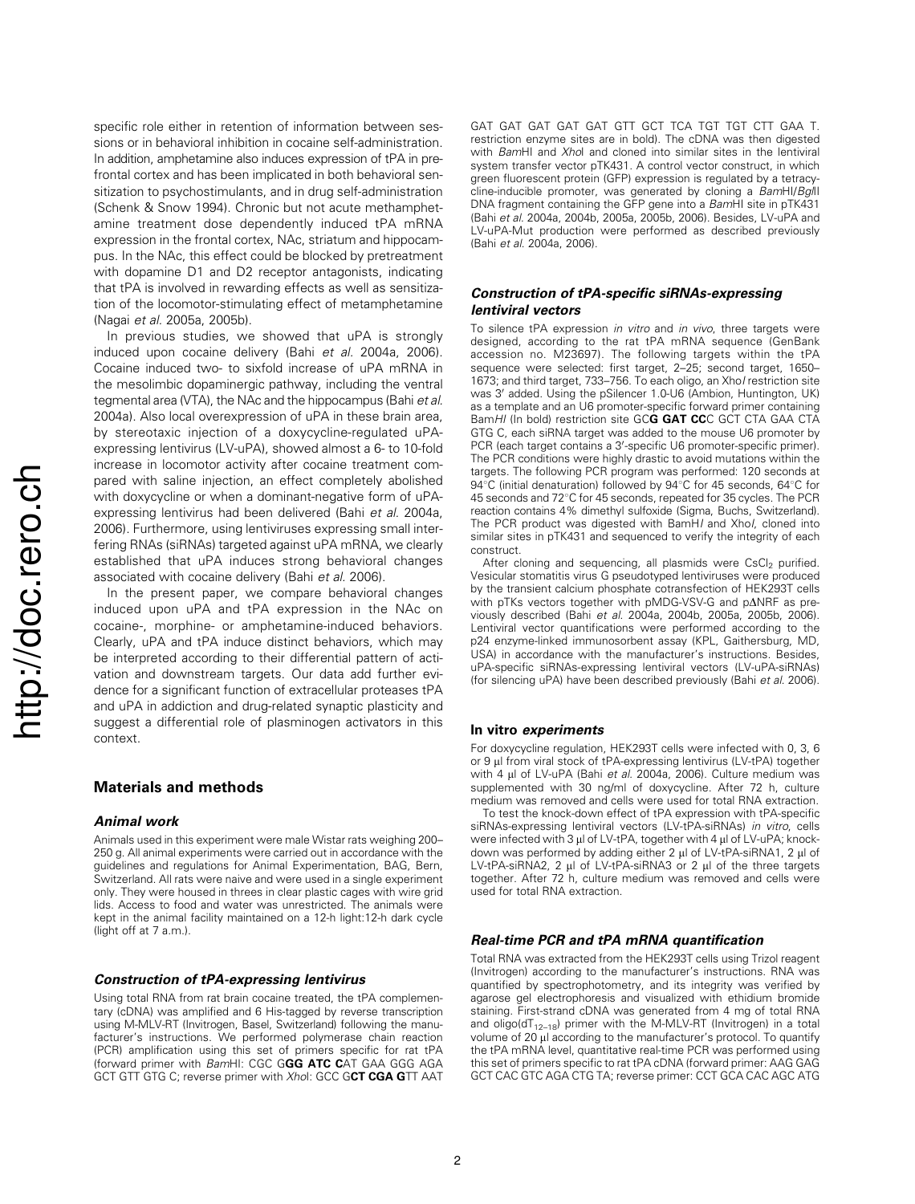specific role either in retention of information between sessions or in behavioral inhibition in cocaine self-administration. In addition, amphetamine also induces expression of tPA in prefrontal cortex and has been implicated in both behavioral sensitization to psychostimulants, and in drug self-administration (Schenk & Snow 1994). Chronic but not acute methamphetamine treatment dose dependently induced tPA mRNA expression in the frontal cortex, NAc, striatum and hippocampus. In the NAc, this effect could be blocked by pretreatment with dopamine D1 and D2 receptor antagonists, indicating that tPA is involved in rewarding effects as well as sensitization of the locomotor-stimulating effect of metamphetamine (Nagai *et al*. 2005a, 2005b).

In previous studies, we showed that uPA is strongly induced upon cocaine delivery (Bahi *et al*. 2004a, 2006). Cocaine induced two- to sixfold increase of uPA mRNA in the mesolimbic dopaminergic pathway, including the ventral tegmental area (VTA), the NAc and the hippocampus (Bahi *et al*. 2004a). Also local overexpression of uPA in these brain area, by stereotaxic injection of a doxycycline-regulated uPA-expressing lentivirus (LV-uPA), showed almost a 6- to 10-fold increase in locomotor activity after cocaine treatment compared with saline injection, an effect completely abolished with doxycycline or when a dominant-negative form of uPA-expressing lentivirus had been delivered (Bahi *et al*. 2004a, 2006). Furthermore, using lentiviruses expressing small interfering RNAs (siRNAs) targeted against uPA mRNA, we clearly established that uPA induces strong behavioral changes associated with cocaine delivery (Bahi *et al*. 2006).

In the present paper, we compare behavioral changes induced upon uPA and tPA expression in the NAc on cocaine-, morphine- or amphetamine-induced behaviors. Clearly, uPA and tPA induce distinct behaviors, which may be interpreted according to their differential pattern of activation and downstream targets. Our data add further evidence for a significant function of extracellular proteases tPA and uPA in addiction and drug-related synaptic plasticity and suggest a differential role of plasminogen activators in this context.

## Materials and methods

### *Animal work*

Animals used in this experiment were male Wistar rats weighing 200–250 g. All animal experiments were carried out in accordance with the guidelines and regulations for Animal Experimentation, BAG, Bern, Switzerland. All rats were naive and were used in a single experiment only. They were housed in threes in clear plastic cages with wire grid lids. Access to food and water was unrestricted. The animals were kept in the animal facility maintained on a 12-h light:12-h dark cycle (light off at 7 a.m.).

### *Construction of tPA-expressing lentivirus*

Using total RNA from rat brain cocaine treated, the tPA complementary (cDNA) was amplified and 6 His-tagged by reverse transcription using M-MLV-RT (Invitrogen, Basel, Switzerland) following the manufacturer's instructions. We performed polymerase chain reaction (PCR) amplification using this set of primers specific for rat tPA (forward primer with *Bam*HI: CGC G**GG ATC C**AT GAA GGG AGA GCT GTT GTG C; reverse primer with *Xho*I: GCC G**CT CGA G**TT AAT GAT GAT GAT GAT GAT GTT GCT TCA TGT TGT CTT GAA T. restriction enzyme sites are in bold). The cDNA was then digested with *Bam*HI and *Xho*I and cloned into similar sites in the lentiviral system transfer vector pTK431. A control vector construct, in which green fluorescent protein (GFP) expression is regulated by a tetracycline-inducible promoter, was generated by cloning a *Bam*HI/*Bgl*II DNA fragment containing the GFP gene into a *Bam*HI site in pTK431 (Bahi *et al*. 2004a, 2004b, 2005a, 2005b, 2006). Besides, LV-uPA and LV-uPA-Mut production were performed as described previously (Bahi *et al*. 2004a, 2006).

### *Construction of tPA-specific siRNAs-expressing lentiviral vectors*

To silence tPA expression *in vitro* and *in vivo*, three targets were designed, according to the rat tPA mRNA sequence (GenBank accession no. M23697). The following targets within the tPA sequence were selected: first target, 2–25; second target, 1650–1673; and third target, 733–756. To each oligo, an Xho*I* restriction site was 3′ added. Using the pSilencer 1.0-U6 (Ambion, Huntington, UK) as a template and an U6 promoter-specific forward primer containing Bam*HI* (In bold) restriction site GC**G GAT CC**C GCT CTA GAA CTA GTG C, each siRNA target was added to the mouse U6 promoter by PCR (each target contains a 3′-specific U6 promoter-specific primer). The PCR conditions were highly drastic to avoid mutations within the targets. The following PCR program was performed: 120 seconds at 94°C (initial denaturation) followed by 94°C for 45 seconds, 64°C for 45 seconds and 72°C for 45 seconds, repeated for 35 cycles. The PCR reaction contains 4% dimethyl sulfoxide (Sigma, Buchs, Switzerland). The PCR product was digested with BamH*I* and Xho*I*, cloned into similar sites in pTK431 and sequenced to verify the integrity of each construct.

After cloning and sequencing, all plasmids were $CsCl_2$ purified. Vesicular stomatitis virus G pseudotyped lentiviruses were produced by the transient calcium phosphate cotransfection of HEK293T cells with pTKs vectors together with pMDG-VSV-G and pΔNRF as previously described (Bahi *et al*. 2004a, 2004b, 2005a, 2005b, 2006). Lentiviral vector quantifications were performed according to the p24 enzyme-linked immunosorbent assay (KPL, Gaithersburg, MD, USA) in accordance with the manufacturer's instructions. Besides, uPA-specific siRNAs-expressing lentiviral vectors (LV-uPA-siRNAs) (for silencing uPA) have been described previously (Bahi *et al*. 2006).

### In vitro *experiments*

For doxycycline regulation, HEK293T cells were infected with 0, 3, 6 or 9 μl from viral stock of tPA-expressing lentivirus (LV-tPA) together with 4 μl of LV-uPA (Bahi *et al*. 2004a, 2006). Culture medium was supplemented with 30 ng/ml of doxycycline. After 72 h, culture medium was removed and cells were used for total RNA extraction.

To test the knock-down effect of tPA expression with tPA-specific siRNAs-expressing lentiviral vectors (LV-tPA-siRNAs) *in vitro*, cells were infected with 3 μl of LV-tPA, together with 4 μl of LV-uPA; knock-down was performed by adding either 2 μl of LV-tPA-siRNA1, 2 μl of LV-tPA-siRNA2, 2 μl of LV-tPA-siRNA3 or 2 μl of the three targets together. After 72 h, culture medium was removed and cells were used for total RNA extraction.

### *Real-time PCR and tPA mRNA quantification*

Total RNA was extracted from the HEK293T cells using Trizol reagent (Invitrogen) according to the manufacturer's instructions. RNA was quantified by spectrophotometry, and its integrity was verified by agarose gel electrophoresis and visualized with ethidium bromide staining. First-strand cDNA was generated from 4 mg of total RNA and oligo($dT_{12-18}$) primer with the M-MLV-RT (Invitrogen) in a total volume of 20 μl according to the manufacturer's protocol. To quantify the tPA mRNA level, quantitative real-time PCR was performed using this set of primers specific to rat tPA cDNA (forward primer: AAG GAG GCT CAC GTC AGA CTG TA; reverse primer: CCT GCA CAC AGC ATG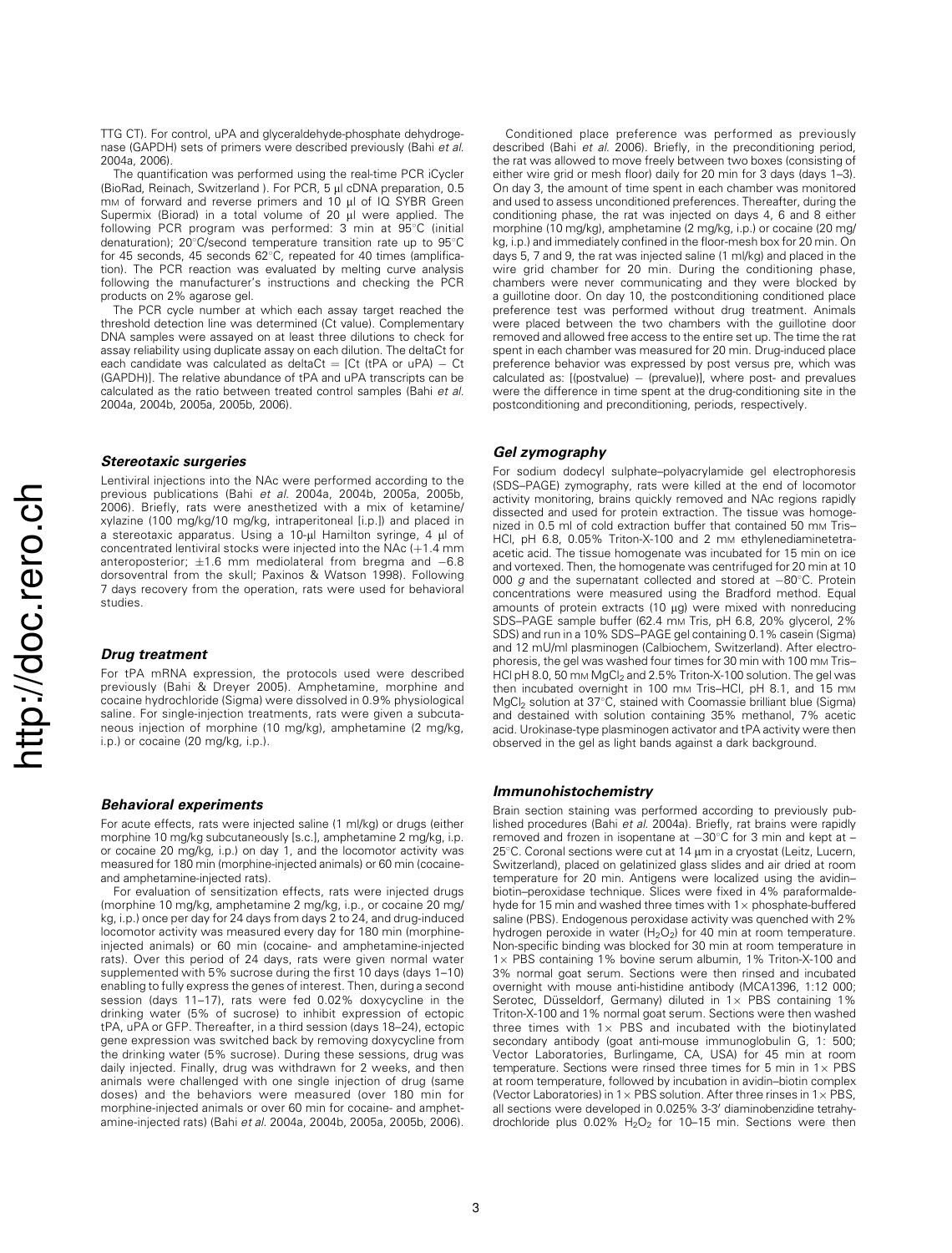TTG CT). For control, uPA and glyceraldehyde-phosphate dehydrogenase (GAPDH) sets of primers were described previously (Bahi *et al.* 2004a, 2006).

The quantification was performed using the real-time PCR iCycler (BioRad, Reinach, Switzerland ). For PCR, 5 μl cDNA preparation, 0.5 mM of forward and reverse primers and 10 μl of IQ SYBR Green Supermix (Biorad) in a total volume of 20 μl were applied. The following PCR program was performed: 3 min at 95°C (initial denaturation); 20°C/second temperature transition rate up to 95°C for 45 seconds, 45 seconds 62°C, repeated for 40 times (amplification). The PCR reaction was evaluated by melting curve analysis following the manufacturer's instructions and checking the PCR products on 2% agarose gel.

The PCR cycle number at which each assay target reached the threshold detection line was determined (Ct value). Complementary DNA samples were assayed on at least three dilutions to check for assay reliability using duplicate assay on each dilution. The deltaCt for each candidate was calculated as deltaCt = [Ct (tPA or uPA) − Ct (GAPDH)]. The relative abundance of tPA and uPA transcripts can be calculated as the ratio between treated control samples (Bahi *et al.* 2004a, 2004b, 2005a, 2005b, 2006).

### Stereotaxic surgeries

Lentiviral injections into the NAc were performed according to the previous publications (Bahi *et al.* 2004a, 2004b, 2005a, 2005b, 2006). Briefly, rats were anesthetized with a mix of ketamine/xylazine (100 mg/kg/10 mg/kg, intraperitoneal [i.p.]) and placed in a stereotaxic apparatus. Using a 10-μl Hamilton syringe, 4 μl of concentrated lentiviral stocks were injected into the NAc (+1.4 mm anteroposterior; ±1.6 mm mediolateral from bregma and −6.8 dorsoventral from the skull; Paxinos & Watson 1998). Following 7 days recovery from the operation, rats were used for behavioral studies.

### Drug treatment

For tPA mRNA expression, the protocols used were described previously (Bahi & Dreyer 2005). Amphetamine, morphine and cocaine hydrochloride (Sigma) were dissolved in 0.9% physiological saline. For single-injection treatments, rats were given a subcutaneous injection of morphine (10 mg/kg), amphetamine (2 mg/kg, i.p.) or cocaine (20 mg/kg, i.p.).

### Behavioral experiments

For acute effects, rats were injected saline (1 ml/kg) or drugs (either morphine 10 mg/kg subcutaneously [s.c.], amphetamine 2 mg/kg, i.p. or cocaine 20 mg/kg, i.p.) on day 1, and the locomotor activity was measured for 180 min (morphine-injected animals) or 60 min (cocaine- and amphetamine-injected rats).

For evaluation of sensitization effects, rats were injected drugs (morphine 10 mg/kg, amphetamine 2 mg/kg, i.p., or cocaine 20 mg/kg, i.p.) once per day for 24 days from days 2 to 24, and drug-induced locomotor activity was measured every day for 180 min (morphine-injected animals) or 60 min (cocaine- and amphetamine-injected rats). Over this period of 24 days, rats were given normal water supplemented with 5% sucrose during the first 10 days (days 1–10) enabling to fully express the genes of interest. Then, during a second session (days 11–17), rats were fed 0.02% doxycycline in the drinking water (5% of sucrose) to inhibit expression of ectopic tPA, uPA or GFP. Thereafter, in a third session (days 18–24), ectopic gene expression was switched back by removing doxycycline from the drinking water (5% sucrose). During these sessions, drug was daily injected. Finally, drug was withdrawn for 2 weeks, and then animals were challenged with one single injection of drug (same doses) and the behaviors were measured (over 180 min for morphine-injected animals or over 60 min for cocaine- and amphetamine-injected rats) (Bahi *et al.* 2004a, 2004b, 2005a, 2005b, 2006).

Conditioned place preference was performed as previously described (Bahi *et al.* 2006). Briefly, in the preconditioning period, the rat was allowed to move freely between two boxes (consisting of either wire grid or mesh floor) daily for 20 min for 3 days (days 1–3). On day 3, the amount of time spent in each chamber was monitored and used to assess unconditioned preferences. Thereafter, during the conditioning phase, the rat was injected on days 4, 6 and 8 either morphine (10 mg/kg), amphetamine (2 mg/kg, i.p.) or cocaine (20 mg/kg, i.p.) and immediately confined in the floor-mesh box for 20 min. On days 5, 7 and 9, the rat was injected saline (1 ml/kg) and placed in the wire grid chamber for 20 min. During the conditioning phase, chambers were never communicating and they were blocked by a guillotine door. On day 10, the postconditioning conditioned place preference test was performed without drug treatment. Animals were placed between the two chambers with the guillotine door removed and allowed free access to the entire set up. The time the rat spent in each chamber was measured for 20 min. Drug-induced place preference behavior was expressed by post versus pre, which was calculated as: [(postvalue) − (prevalue)], where post- and prevalues were the difference in time spent at the drug-conditioning site in the postconditioning and preconditioning, periods, respectively.

### Gel zymography

For sodium dodecyl sulphate–polyacrylamide gel electrophoresis (SDS–PAGE) zymography, rats were killed at the end of locomotor activity monitoring, brains quickly removed and NAc regions rapidly dissected and used for protein extraction. The tissue was homogenized in 0.5 ml of cold extraction buffer that contained 50 mM Tris–HCl, pH 6.8, 0.05% Triton-X-100 and 2 mM ethylenediaminetetraacetic acid. The tissue homogenate was incubated for 15 min on ice and vortexed. Then, the homogenate was centrifuged for 20 min at 10 000 *g* and the supernatant collected and stored at −80°C. Protein concentrations were measured using the Bradford method. Equal amounts of protein extracts (10 μg) were mixed with nonreducing SDS–PAGE sample buffer (62.4 mM Tris, pH 6.8, 20% glycerol, 2% SDS) and run in a 10% SDS–PAGE gel containing 0.1% casein (Sigma) and 12 mU/ml plasminogen (Calbiochem, Switzerland). After electrophoresis, the gel was washed four times for 30 min with 100 mM Tris–HCl pH 8.0, 50 mM $MgCl_2$ and 2.5% Triton-X-100 solution. The gel was then incubated overnight in 100 mM Tris–HCl, pH 8.1, and 15 mM $MgCl_2$ solution at 37°C, stained with Coomassie brilliant blue (Sigma) and destained with solution containing 35% methanol, 7% acetic acid. Urokinase-type plasminogen activator and tPA activity were then observed in the gel as light bands against a dark background.

### Immunohistochemistry

Brain section staining was performed according to previously published procedures (Bahi *et al.* 2004a). Briefly, rat brains were rapidly removed and frozen in isopentane at −30°C for 3 min and kept at −25°C. Coronal sections were cut at 14 μm in a cryostat (Leitz, Lucern, Switzerland), placed on gelatinized glass slides and air dried at room temperature for 20 min. Antigens were localized using the avidin–biotin–peroxidase technique. Slices were fixed in 4% paraformaldehyde for 15 min and washed three times with 1× phosphate-buffered saline (PBS). Endogenous peroxidase activity was quenched with 2% hydrogen peroxide in water ($H_2O_2$) for 40 min at room temperature. Non-specific binding was blocked for 30 min at room temperature in 1× PBS containing 1% bovine serum albumin, 1% Triton-X-100 and 3% normal goat serum. Sections were then rinsed and incubated overnight with mouse anti-histidine antibody (MCA1396, 1:12 000; Serotec, Düsseldorf, Germany) diluted in 1× PBS containing 1% Triton-X-100 and 1% normal goat serum. Sections were then washed three times with 1× PBS and incubated with the biotinylated secondary antibody (goat anti-mouse immunoglobulin G, 1: 500; Vector Laboratories, Burlingame, CA, USA) for 45 min at room temperature. Sections were rinsed three times for 5 min in 1× PBS at room temperature, followed by incubation in avidin–biotin complex (Vector Laboratories) in 1× PBS solution. After three rinses in 1× PBS, all sections were developed in 0.025% 3-3′ diaminobenzidine tetrahydrochloride plus 0.02% $H_2O_2$ for 10–15 min. Sections were then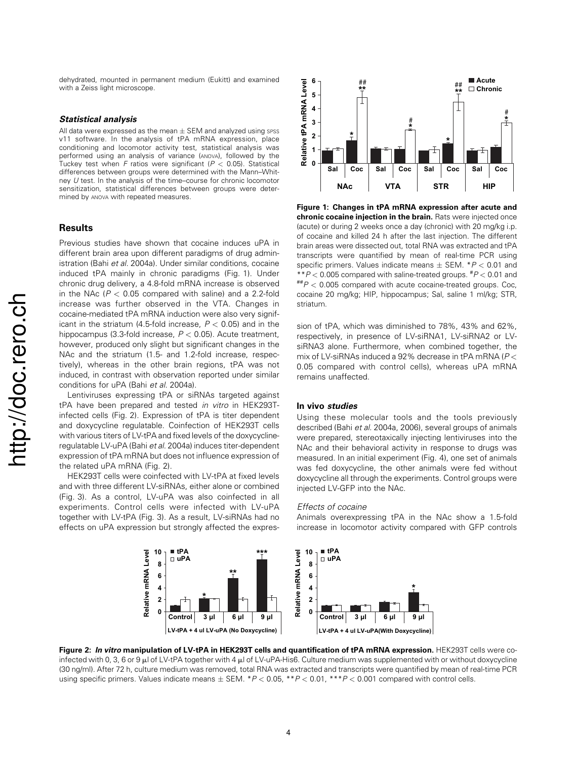dehydrated, mounted in permanent medium (Eukitt) and examined with a Zeiss light microscope.

### *Statistical analysis*

All data were expressed as the mean ± SEM and analyzed using SPSS v11 software. In the analysis of tPA mRNA expression, place conditioning and locomotor activity test, statistical analysis was performed using an analysis of variance (ANOVA), followed by the Tuckey test when $F$ ratios were significant ($P < 0.05$). Statistical differences between groups were determined with the Mann–Whitney $U$ test. In the analysis of the time–course for chronic locomotor sensitization, statistical differences between groups were determined by ANOVA with repeated measures.

## Results

Previous studies have shown that cocaine induces uPA in different brain area upon different paradigms of drug administration (Bahi *et al.* 2004a). Under similar conditions, cocaine induced tPA mainly in chronic paradigms (Fig. 1). Under chronic drug delivery, a 4.8-fold mRNA increase is observed in the NAc ($P < 0.05$ compared with saline) and a 2.2-fold increase was further observed in the VTA. Changes in cocaine-mediated tPA mRNA induction were also very significant in the striatum (4.5-fold increase, $P < 0.05$) and in the hippocampus (3.3-fold increase, $P < 0.05$). Acute treatment, however, produced only slight but significant changes in the NAc and the striatum (1.5- and 1.2-fold increase, respectively), whereas in the other brain regions, tPA was not induced, in contrast with observation reported under similar conditions for uPA (Bahi *et al.* 2004a).

Lentiviruses expressing tPA or siRNAs targeted against tPA have been prepared and tested *in vitro* in HEK293T-infected cells (Fig. 2). Expression of tPA is titer dependent and doxycycline regulatable. Coinfection of HEK293T cells with various titers of LV-tPA and fixed levels of the doxycycline-regulatable LV-uPA (Bahi *et al.* 2004a) induces titer-dependent expression of tPA mRNA but does not influence expression of the related uPA mRNA (Fig. 2).

HEK293T cells were coinfected with LV-tPA at fixed levels and with three different LV-siRNAs, either alone or combined (Fig. 3). As a control, LV-uPA was also coinfected in all experiments. Control cells were infected with LV-uPA together with LV-tPA (Fig. 3). As a result, LV-siRNAs had no effects on uPA expression but strongly affected the expression of tPA, which was diminished to 78%, 43% and 62%, respectively, in presence of LV-siRNA1, LV-siRNA2 or LV-siRNA3 alone. Furthermore, when combined together, the mix of LV-siRNAs induced a 92% decrease in tPA mRNA ($P <$ 0.05 compared with control cells), whereas uPA mRNA remains unaffected.

**Figure 1: Changes in tPA mRNA expression after acute and chronic cocaine injection in the brain.** Rats were injected once (acute) or during 2 weeks once a day (chronic) with 20 mg/kg i.p. of cocaine and killed 24 h after the last injection. The different brain areas were dissected out, total RNA was extracted and tPA transcripts were quantified by mean of real-time PCR using specific primers. Values indicate means ± SEM. $^{*}P < 0.01$ and $^{**}P < 0.005$ compared with saline-treated groups. $^{\#}P < 0.01$ and $^{\#\#}P < 0.005$ compared with acute cocaine-treated groups. Coc, cocaine 20 mg/kg; HIP, hippocampus; Sal, saline 1 ml/kg; STR, striatum.

### In vivo *studies*

Using these molecular tools and the tools previously described (Bahi *et al.* 2004a, 2006), several groups of animals were prepared, stereotaxically injecting lentiviruses into the NAc and their behavioral activity in response to drugs was measured. In an initial experiment (Fig. 4), one set of animals was fed doxycycline, the other animals were fed without doxycycline all through the experiments. Control groups were injected LV-GFP into the NAc.

#### *Effects of cocaine*

Animals overexpressing tPA in the NAc show a 1.5-fold increase in locomotor activity compared with GFP controls

**Figure 2: *In vitro* manipulation of LV-tPA in HEK293T cells and quantification of tPA mRNA expression.** HEK293T cells were co-infected with 0, 3, 6 or 9 μl of LV-tPA together with 4 μl of LV-uPA-His6. Culture medium was supplemented with or without doxycycline (30 ng/ml). After 72 h, culture medium was removed, total RNA was extracted and transcripts were quantified by mean of real-time PCR using specific primers. Values indicate means ± SEM. $^{*}P < 0.05$, $^{**}P < 0.01$, $^{***}P < 0.001$ compared with control cells.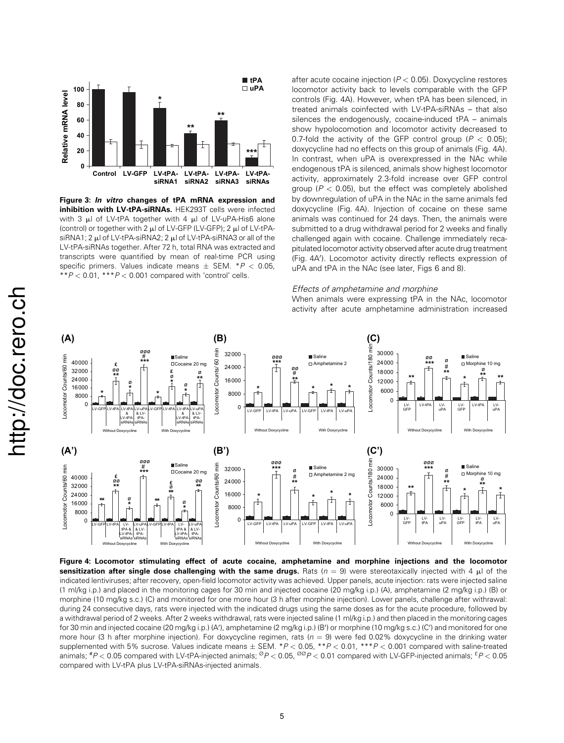**Figure 3: *In vitro* changes of tPA mRNA expression and inhibition with LV-tPA-siRNAs.** HEK293T cells were infected with 3 μl of LV-tPA together with 4 μl of LV-uPA-His6 alone (control) or together with 2 μl of LV-GFP (LV-GFP); 2 μl of LV-tPA-siRNA1; 2 μl of LV-tPA-siRNA2; 2 μl of LV-tPA-siRNA3 or all of the LV-tPA-siRNAs together. After 72 h, total RNA was extracted and transcripts were quantified by mean of real-time PCR using specific primers. Values indicate means ± SEM. \*$P < 0.05$, \*\*$P < 0.01$, \*\*\*$P < 0.001$ compared with 'control' cells.

after acute cocaine injection ($P < 0.05$). Doxycycline restores locomotor activity back to levels comparable with the GFP controls (Fig. 4A). However, when tPA has been silenced, in treated animals coinfected with LV-tPA-siRNAs – that also silences the endogenously, cocaine-induced tPA – animals show hypolocomotion and locomotor activity decreased to 0.7-fold the activity of the GFP control group ($P < 0.05$); doxycycline had no effects on this group of animals (Fig. 4A). In contrast, when uPA is overexpressed in the NAc while endogenous tPA is silenced, animals show highest locomotor activity, approximately 2.3-fold increase over GFP control group ($P < 0.05$), but the effect was completely abolished by downregulation of uPA in the NAc in the same animals fed doxycycline (Fig. 4A). Injection of cocaine on these same animals was continued for 24 days. Then, the animals were submitted to a drug withdrawal period for 2 weeks and finally challenged again with cocaine. Challenge immediately recapitulated locomotor activity observed after acute drug treatment (Fig. 4A′). Locomotor activity directly reflects expression of uPA and tPA in the NAc (see later, Figs 6 and 8).

### *Effects of amphetamine and morphine*

When animals were expressing tPA in the NAc, locomotor activity after acute amphetamine administration increased

**Figure 4: Locomotor stimulating effect of acute cocaine, amphetamine and morphine injections and the locomotor sensitization after single dose challenging with the same drugs.** Rats ($n = 9$) were stereotaxically injected with 4 μl of the indicated lentiviruses; after recovery, open-field locomotor activity was achieved. Upper panels, acute injection: rats were injected saline (1 ml/kg i.p.) and placed in the monitoring cages for 30 min and injected cocaine (20 mg/kg i.p.) (A), amphetamine (2 mg/kg i.p.) (B) or morphine (10 mg/kg s.c.) (C) and monitored for one more hour (3 h after morphine injection). Lower panels, challenge after withdrawal: during 24 consecutive days, rats were injected with the indicated drugs using the same doses as for the acute procedure, followed by a withdrawal period of 2 weeks. After 2 weeks withdrawal, rats were injected saline (1 ml/kg i.p.) and then placed in the monitoring cages for 30 min and injected cocaine (20 mg/kg i.p.) (A′), amphetamine (2 mg/kg i.p.) (B′) or morphine (10 mg/kg s.c.) (C′) and monitored for one more hour (3 h after morphine injection). For doxycycline regimen, rats ($n = 9$) were fed 0.02% doxycycline in the drinking water supplemented with 5% sucrose. Values indicate means ± SEM. \*$P < 0.05$, \*\*$P < 0.01$, \*\*\*$P < 0.001$ compared with saline-treated animals; #$P < 0.05$ compared with LV-tPA-injected animals; ø$P < 0.05$, øø$P < 0.01$ compared with LV-GFP-injected animals; £$P < 0.05$ compared with LV-tPA plus LV-tPA-siRNAs-injected animals.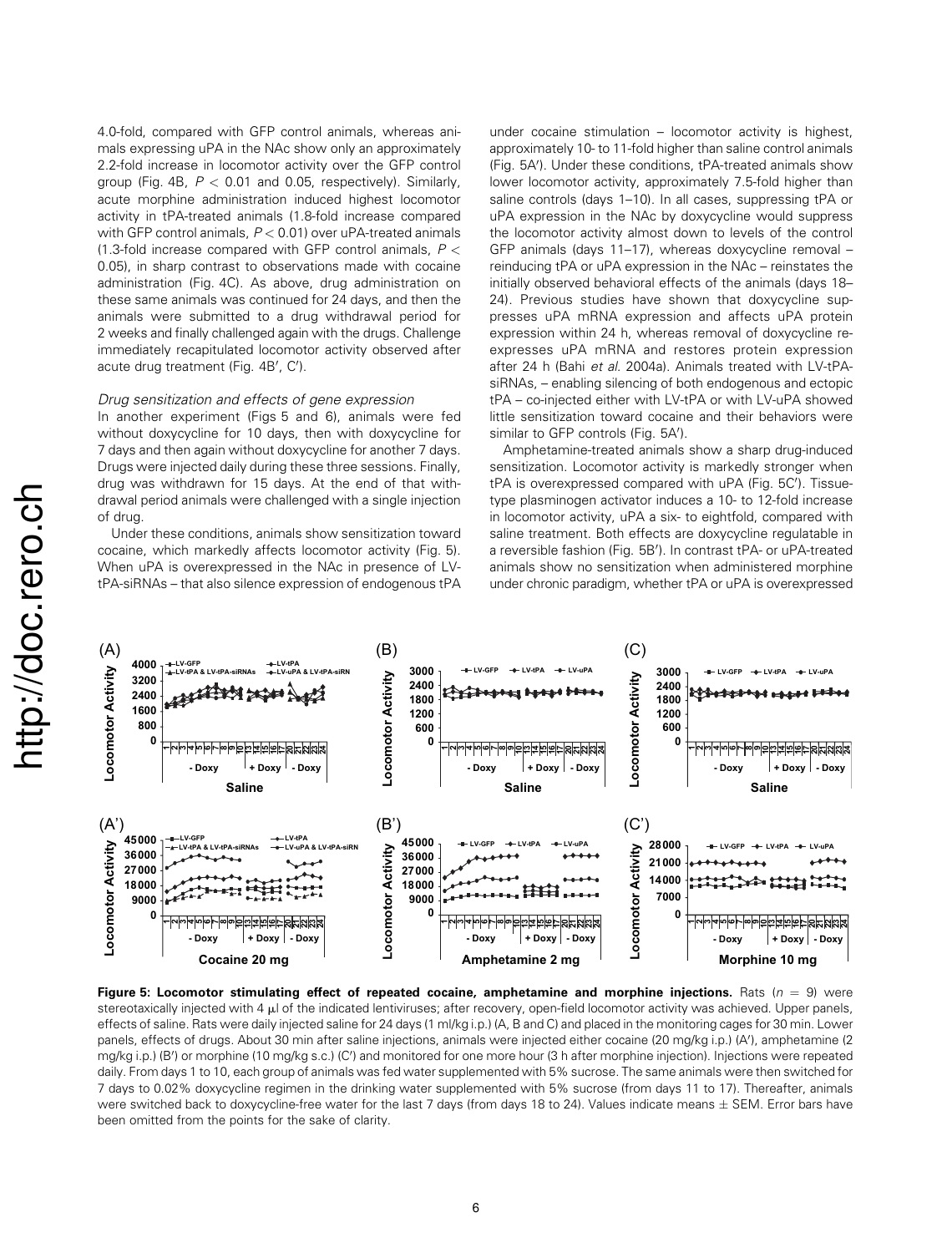4.0-fold, compared with GFP control animals, whereas animals expressing uPA in the NAc show only an approximately 2.2-fold increase in locomotor activity over the GFP control group (Fig. 4B, $P < 0.01$ and 0.05, respectively). Similarly, acute morphine administration induced highest locomotor activity in tPA-treated animals (1.8-fold increase compared with GFP control animals, $P < 0.01$) over uPA-treated animals (1.3-fold increase compared with GFP control animals, $P < 0.05$), in sharp contrast to observations made with cocaine administration (Fig. 4C). As above, drug administration on these same animals was continued for 24 days, and then the animals were submitted to a drug withdrawal period for 2 weeks and finally challenged again with the drugs. Challenge immediately recapitulated locomotor activity observed after acute drug treatment (Fig. 4B′, C′).

### *Drug sensitization and effects of gene expression*

In another experiment (Figs 5 and 6), animals were fed without doxycycline for 10 days, then with doxycycline for 7 days and then again without doxycycline for another 7 days. Drugs were injected daily during these three sessions. Finally, drug was withdrawn for 15 days. At the end of that withdrawal period animals were challenged with a single injection of drug.

Under these conditions, animals show sensitization toward cocaine, which markedly affects locomotor activity (Fig. 5). When uPA is overexpressed in the NAc in presence of LV-tPA-siRNAs – that also silence expression of endogenous tPA under cocaine stimulation – locomotor activity is highest, approximately 10- to 11-fold higher than saline control animals (Fig. 5A′). Under these conditions, tPA-treated animals show lower locomotor activity, approximately 7.5-fold higher than saline controls (days 1–10). In all cases, suppressing tPA or uPA expression in the NAc by doxycycline would suppress the locomotor activity almost down to levels of the control GFP animals (days 11–17), whereas doxycycline removal – reinducing tPA or uPA expression in the NAc – reinstates the initially observed behavioral effects of the animals (days 18–24). Previous studies have shown that doxycycline suppresses uPA mRNA expression and affects uPA protein expression within 24 h, whereas removal of doxycycline re-expresses uPA mRNA and restores protein expression after 24 h (Bahi *et al.* 2004a). Animals treated with LV-tPA-siRNAs, – enabling silencing of both endogenous and ectopic tPA – co-injected either with LV-tPA or with LV-uPA showed little sensitization toward cocaine and their behaviors were similar to GFP controls (Fig. 5A′).

Amphetamine-treated animals show a sharp drug-induced sensitization. Locomotor activity is markedly stronger when tPA is overexpressed compared with uPA (Fig. 5C′). Tissue-type plasminogen activator induces a 10- to 12-fold increase in locomotor activity, uPA a six- to eightfold, compared with saline treatment. Both effects are doxycycline regulatable in a reversible fashion (Fig. 5B′). In contrast tPA- or uPA-treated animals show no sensitization when administered morphine under chronic paradigm, whether tPA or uPA is overexpressed

**Figure 5: Locomotor stimulating effect of repeated cocaine, amphetamine and morphine injections.** Rats ($n = 9$) were stereotaxically injected with 4 μl of the indicated lentiviruses; after recovery, open-field locomotor activity was achieved. Upper panels, effects of saline. Rats were daily injected saline for 24 days (1 ml/kg i.p.) (A, B and C) and placed in the monitoring cages for 30 min. Lower panels, effects of drugs. About 30 min after saline injections, animals were injected either cocaine (20 mg/kg i.p.) (A′), amphetamine (2 mg/kg i.p.) (B′) or morphine (10 mg/kg s.c.) (C′) and monitored for one more hour (3 h after morphine injection). Injections were repeated daily. From days 1 to 10, each group of animals was fed water supplemented with 5% sucrose. The same animals were then switched for 7 days to 0.02% doxycycline regimen in the drinking water supplemented with 5% sucrose (from days 11 to 17). Thereafter, animals were switched back to doxycycline-free water for the last 7 days (from days 18 to 24). Values indicate means ± SEM. Error bars have been omitted from the points for the sake of clarity.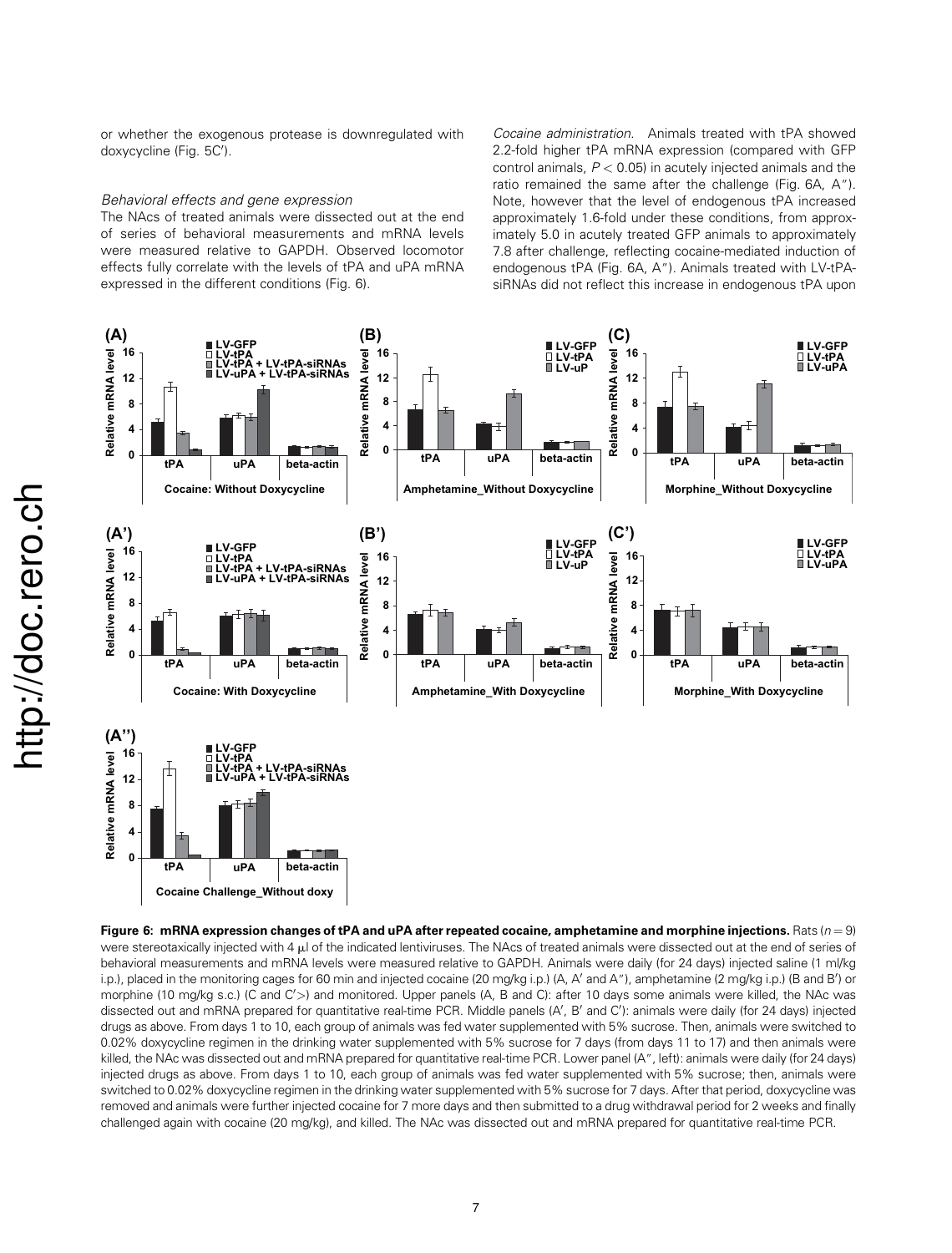or whether the exogenous protease is downregulated with doxycycline (Fig. 5C′).

*Behavioral effects and gene expression*

The NAcs of treated animals were dissected out at the end of series of behavioral measurements and mRNA levels were measured relative to GAPDH. Observed locomotor effects fully correlate with the levels of tPA and uPA mRNA expressed in the different conditions (Fig. 6).

*Cocaine administration.* Animals treated with tPA showed 2.2-fold higher tPA mRNA expression (compared with GFP control animals, $P < 0.05$) in acutely injected animals and the ratio remained the same after the challenge (Fig. 6A, A″). Note, however that the level of endogenous tPA increased approximately 1.6-fold under these conditions, from approximately 5.0 in acutely treated GFP animals to approximately 7.8 after challenge, reflecting cocaine-mediated induction of endogenous tPA (Fig. 6A, A″). Animals treated with LV-tPA-siRNAs did not reflect this increase in endogenous tPA upon

**Figure 6: mRNA expression changes of tPA and uPA after repeated cocaine, amphetamine and morphine injections.** Rats ($n = 9$) were stereotaxically injected with 4 μl of the indicated lentiviruses. The NAcs of treated animals were dissected out at the end of series of behavioral measurements and mRNA levels were measured relative to GAPDH. Animals were daily (for 24 days) injected saline (1 ml/kg i.p.), placed in the monitoring cages for 60 min and injected cocaine (20 mg/kg i.p.) (A, A′ and A″), amphetamine (2 mg/kg i.p.) (B and B′) or morphine (10 mg/kg s.c.) (C and C′>) and monitored. Upper panels (A, B and C): after 10 days some animals were killed, the NAc was dissected out and mRNA prepared for quantitative real-time PCR. Middle panels (A′, B′ and C′): animals were daily (for 24 days) injected drugs as above. From days 1 to 10, each group of animals was fed water supplemented with 5% sucrose. Then, animals were switched to 0.02% doxycycline regimen in the drinking water supplemented with 5% sucrose for 7 days (from days 11 to 17) and then animals were killed, the NAc was dissected out and mRNA prepared for quantitative real-time PCR. Lower panel (A″, left): animals were daily (for 24 days) injected drugs as above. From days 1 to 10, each group of animals was fed water supplemented with 5% sucrose; then, animals were switched to 0.02% doxycycline regimen in the drinking water supplemented with 5% sucrose for 7 days. After that period, doxycycline was removed and animals were further injected cocaine for 7 more days and then submitted to a drug withdrawal period for 2 weeks and finally challenged again with cocaine (20 mg/kg), and killed. The NAc was dissected out and mRNA prepared for quantitative real-time PCR.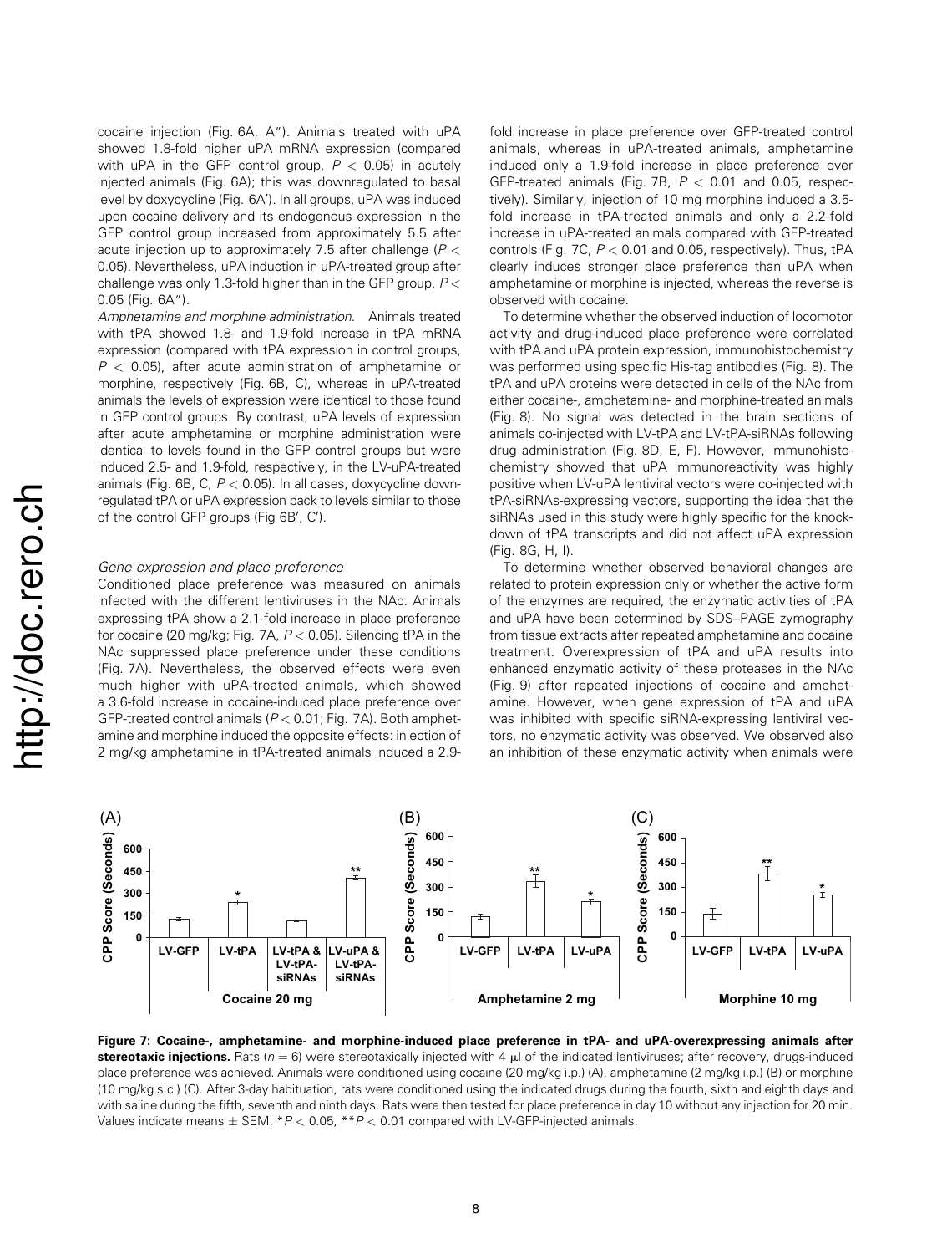cocaine injection (Fig. 6A, A″). Animals treated with uPA showed 1.8-fold higher uPA mRNA expression (compared with uPA in the GFP control group, $P < 0.05$) in acutely injected animals (Fig. 6A); this was downregulated to basal level by doxycycline (Fig. 6A′). In all groups, uPA was induced upon cocaine delivery and its endogenous expression in the GFP control group increased from approximately 5.5 after acute injection up to approximately 7.5 after challenge ($P < 0.05$). Nevertheless, uPA induction in uPA-treated group after challenge was only 1.3-fold higher than in the GFP group, $P < 0.05$ (Fig. 6A″).

*Amphetamine and morphine administration.* Animals treated with tPA showed 1.8- and 1.9-fold increase in tPA mRNA expression (compared with tPA expression in control groups, $P < 0.05$), after acute administration of amphetamine or morphine, respectively (Fig. 6B, C), whereas in uPA-treated animals the levels of expression were identical to those found in GFP control groups. By contrast, uPA levels of expression after acute amphetamine or morphine administration were identical to levels found in the GFP control groups but were induced 2.5- and 1.9-fold, respectively, in the LV-uPA-treated animals (Fig. 6B, C, $P < 0.05$). In all cases, doxycycline downregulated tPA or uPA expression back to levels similar to those of the control GFP groups (Fig 6B′, C′).

### *Gene expression and place preference*

Conditioned place preference was measured on animals infected with the different lentiviruses in the NAc. Animals expressing tPA show a 2.1-fold increase in place preference for cocaine (20 mg/kg; Fig. 7A, $P < 0.05$). Silencing tPA in the NAc suppressed place preference under these conditions (Fig. 7A). Nevertheless, the observed effects were even much higher with uPA-treated animals, which showed a 3.6-fold increase in cocaine-induced place preference over GFP-treated control animals ($P < 0.01$; Fig. 7A). Both amphetamine and morphine induced the opposite effects: injection of 2 mg/kg amphetamine in tPA-treated animals induced a 2.9-fold increase in place preference over GFP-treated control animals, whereas in uPA-treated animals, amphetamine induced only a 1.9-fold increase in place preference over GFP-treated animals (Fig. 7B, $P < 0.01$ and 0.05, respectively). Similarly, injection of 10 mg morphine induced a 3.5-fold increase in tPA-treated animals and only a 2.2-fold increase in uPA-treated animals compared with GFP-treated controls (Fig. 7C, $P < 0.01$ and 0.05, respectively). Thus, tPA clearly induces stronger place preference than uPA when amphetamine or morphine is injected, whereas the reverse is observed with cocaine.

To determine whether the observed induction of locomotor activity and drug-induced place preference were correlated with tPA and uPA protein expression, immunohistochemistry was performed using specific His-tag antibodies (Fig. 8). The tPA and uPA proteins were detected in cells of the NAc from either cocaine-, amphetamine- and morphine-treated animals (Fig. 8). No signal was detected in the brain sections of animals co-injected with LV-tPA and LV-tPA-siRNAs following drug administration (Fig. 8D, E, F). However, immunohistochemistry showed that uPA immunoreactivity was highly positive when LV-uPA lentiviral vectors were co-injected with tPA-siRNAs-expressing vectors, supporting the idea that the siRNAs used in this study were highly specific for the knockdown of tPA transcripts and did not affect uPA expression (Fig. 8G, H, I).

To determine whether observed behavioral changes are related to protein expression only or whether the active form of the enzymes are required, the enzymatic activities of tPA and uPA have been determined by SDS–PAGE zymography from tissue extracts after repeated amphetamine and cocaine treatment. Overexpression of tPA and uPA results into enhanced enzymatic activity of these proteases in the NAc (Fig. 9) after repeated injections of cocaine and amphetamine. However, when gene expression of tPA and uPA was inhibited with specific siRNA-expressing lentiviral vectors, no enzymatic activity was observed. We observed also an inhibition of these enzymatic activity when animals were

**Figure 7: Cocaine-, amphetamine- and morphine-induced place preference in tPA- and uPA-overexpressing animals after stereotaxic injections.** Rats ($n = 6$) were stereotaxically injected with 4 μl of the indicated lentiviruses; after recovery, drugs-induced place preference was achieved. Animals were conditioned using cocaine (20 mg/kg i.p.) (A), amphetamine (2 mg/kg i.p.) (B) or morphine (10 mg/kg s.c.) (C). After 3-day habituation, rats were conditioned using the indicated drugs during the fourth, sixth and eighth days and with saline during the fifth, seventh and ninth days. Rats were then tested for place preference in day 10 without any injection for 20 min. Values indicate means ± SEM. *$P < 0.05$, **$P < 0.01$ compared with LV-GFP-injected animals.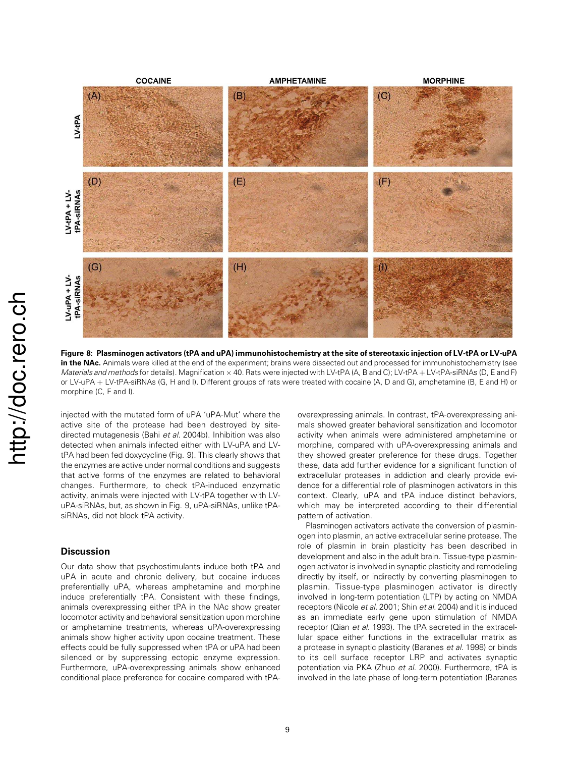**Figure 8: Plasminogen activators (tPA and uPA) immunohistochemistry at the site of stereotaxic injection of LV-tPA or LV-uPA in the NAc.** Animals were killed at the end of the experiment; brains were dissected out and processed for immunohistochemistry (see *Materials and methods* for details). Magnification × 40. Rats were injected with LV-tPA (A, B and C); LV-tPA + LV-tPA-siRNAs (D, E and F) or LV-uPA + LV-tPA-siRNAs (G, H and I). Different groups of rats were treated with cocaine (A, D and G), amphetamine (B, E and H) or morphine (C, F and I).

injected with the mutated form of uPA 'uPA-Mut' where the active site of the protease had been destroyed by site-directed mutagenesis (Bahi *et al.* 2004b). Inhibition was also detected when animals infected either with LV-uPA and LV-tPA had been fed doxycycline (Fig. 9). This clearly shows that the enzymes are active under normal conditions and suggests that active forms of the enzymes are related to behavioral changes. Furthermore, to check tPA-induced enzymatic activity, animals were injected with LV-tPA together with LV-uPA-siRNAs, but, as shown in Fig. 9, uPA-siRNAs, unlike tPA-siRNAs, did not block tPA activity.

## Discussion

Our data show that psychostimulants induce both tPA and uPA in acute and chronic delivery, but cocaine induces preferentially uPA, whereas amphetamine and morphine induce preferentially tPA. Consistent with these findings, animals overexpressing either tPA in the NAc show greater locomotor activity and behavioral sensitization upon morphine or amphetamine treatments, whereas uPA-overexpressing animals show higher activity upon cocaine treatment. These effects could be fully suppressed when tPA or uPA had been silenced or by suppressing ectopic enzyme expression. Furthermore, uPA-overexpressing animals show enhanced conditional place preference for cocaine compared with tPA-overexpressing animals. In contrast, tPA-overexpressing animals showed greater behavioral sensitization and locomotor activity when animals were administered amphetamine or morphine, compared with uPA-overexpressing animals and they showed greater preference for these drugs. Together these, data add further evidence for a significant function of extracellular proteases in addiction and clearly provide evidence for a differential role of plasminogen activators in this context. Clearly, uPA and tPA induce distinct behaviors, which may be interpreted according to their differential pattern of activation.

Plasminogen activators activate the conversion of plasminogen into plasmin, an active extracellular serine protease. The role of plasmin in brain plasticity has been described in development and also in the adult brain. Tissue-type plasminogen activator is involved in synaptic plasticity and remodeling directly by itself, or indirectly by converting plasminogen to plasmin. Tissue-type plasminogen activator is directly involved in long-term potentiation (LTP) by acting on NMDA receptors (Nicole *et al.* 2001; Shin *et al.* 2004) and it is induced as an immediate early gene upon stimulation of NMDA receptor (Qian *et al.* 1993). The tPA secreted in the extracellular space either functions in the extracellular matrix as a protease in synaptic plasticity (Baranes *et al.* 1998) or binds to its cell surface receptor LRP and activates synaptic potentiation via PKA (Zhuo *et al.* 2000). Furthermore, tPA is involved in the late phase of long-term potentiation (Baranes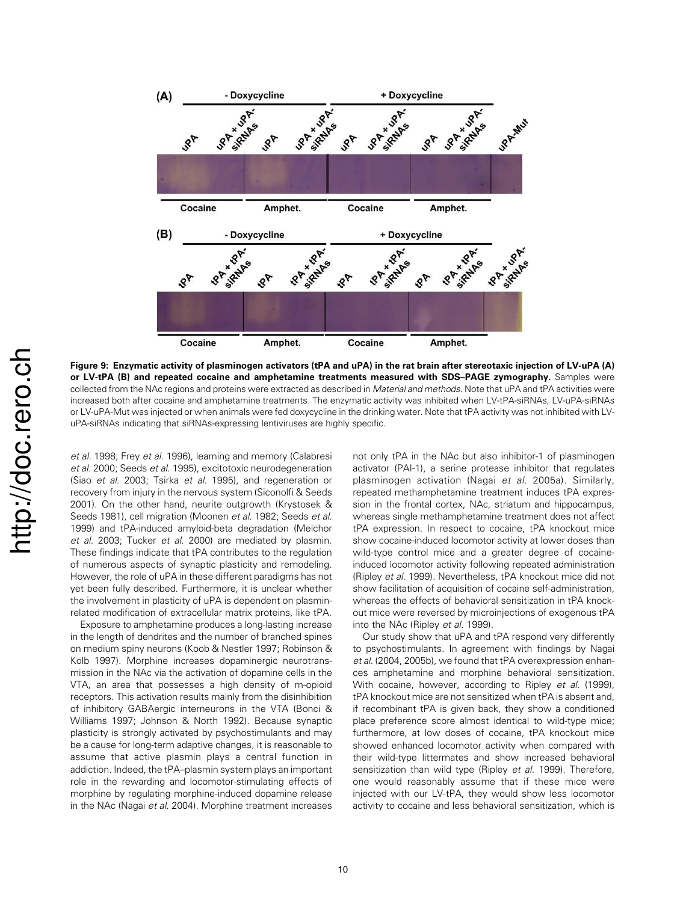**Figure 9: Enzymatic activity of plasminogen activators (tPA and uPA) in the rat brain after stereotaxic injection of LV-uPA (A) or LV-tPA (B) and repeated cocaine and amphetamine treatments measured with SDS–PAGE zymography.** Samples were collected from the NAc regions and proteins were extracted as described in *Material and methods*. Note that uPA and tPA activities were increased both after cocaine and amphetamine treatments. The enzymatic activity was inhibited when LV-tPA-siRNAs, LV-uPA-siRNAs or LV-uPA-Mut was injected or when animals were fed doxycycline in the drinking water. Note that tPA activity was not inhibited with LV-uPA-siRNAs indicating that siRNAs-expressing lentiviruses are highly specific.

*et al.* 1998; Frey *et al.* 1996), learning and memory (Calabresi *et al.* 2000; Seeds *et al.* 1995), excitotoxic neurodegeneration (Siao *et al.* 2003; Tsirka *et al.* 1995), and regeneration or recovery from injury in the nervous system (Siconolfi & Seeds 2001). On the other hand, neurite outgrowth (Krystosek & Seeds 1981), cell migration (Moonen *et al.* 1982; Seeds *et al.* 1999) and tPA-induced amyloid-beta degradation (Melchor *et al.* 2003; Tucker *et al.* 2000) are mediated by plasmin. These findings indicate that tPA contributes to the regulation of numerous aspects of synaptic plasticity and remodeling. However, the role of uPA in these different paradigms has not yet been fully described. Furthermore, it is unclear whether the involvement in plasticity of uPA is dependent on plasmin-related modification of extracellular matrix proteins, like tPA.

Exposure to amphetamine produces a long-lasting increase in the length of dendrites and the number of branched spines on medium spiny neurons (Koob & Nestler 1997; Robinson & Kolb 1997). Morphine increases dopaminergic neurotransmission in the NAc via the activation of dopamine cells in the VTA, an area that possesses a high density of m-opioid receptors. This activation results mainly from the disinhibition of inhibitory GABAergic interneurons in the VTA (Bonci & Williams 1997; Johnson & North 1992). Because synaptic plasticity is strongly activated by psychostimulants and may be a cause for long-term adaptive changes, it is reasonable to assume that active plasmin plays a central function in addiction. Indeed, the tPA–plasmin system plays an important role in the rewarding and locomotor-stimulating effects of morphine by regulating morphine-induced dopamine release in the NAc (Nagai *et al.* 2004). Morphine treatment increases not only tPA in the NAc but also inhibitor-1 of plasminogen activator (PAI-1), a serine protease inhibitor that regulates plasminogen activation (Nagai *et al.* 2005a). Similarly, repeated methamphetamine treatment induces tPA expression in the frontal cortex, NAc, striatum and hippocampus, whereas single methamphetamine treatment does not affect tPA expression. In respect to cocaine, tPA knockout mice show cocaine-induced locomotor activity at lower doses than wild-type control mice and a greater degree of cocaine-induced locomotor activity following repeated administration (Ripley *et al.* 1999). Nevertheless, tPA knockout mice did not show facilitation of acquisition of cocaine self-administration, whereas the effects of behavioral sensitization in tPA knockout mice were reversed by microinjections of exogenous tPA into the NAc (Ripley *et al.* 1999).

Our study show that uPA and tPA respond very differently to psychostimulants. In agreement with findings by Nagai *et al.* (2004, 2005b), we found that tPA overexpression enhances amphetamine and morphine behavioral sensitization. With cocaine, however, according to Ripley *et al.* (1999), tPA knockout mice are not sensitized when tPA is absent and, if recombinant tPA is given back, they show a conditioned place preference score almost identical to wild-type mice; furthermore, at low doses of cocaine, tPA knockout mice showed enhanced locomotor activity when compared with their wild-type littermates and show increased behavioral sensitization than wild type (Ripley *et al.* 1999). Therefore, one would reasonably assume that if these mice were injected with our LV-tPA, they would show less locomotor activity to cocaine and less behavioral sensitization, which is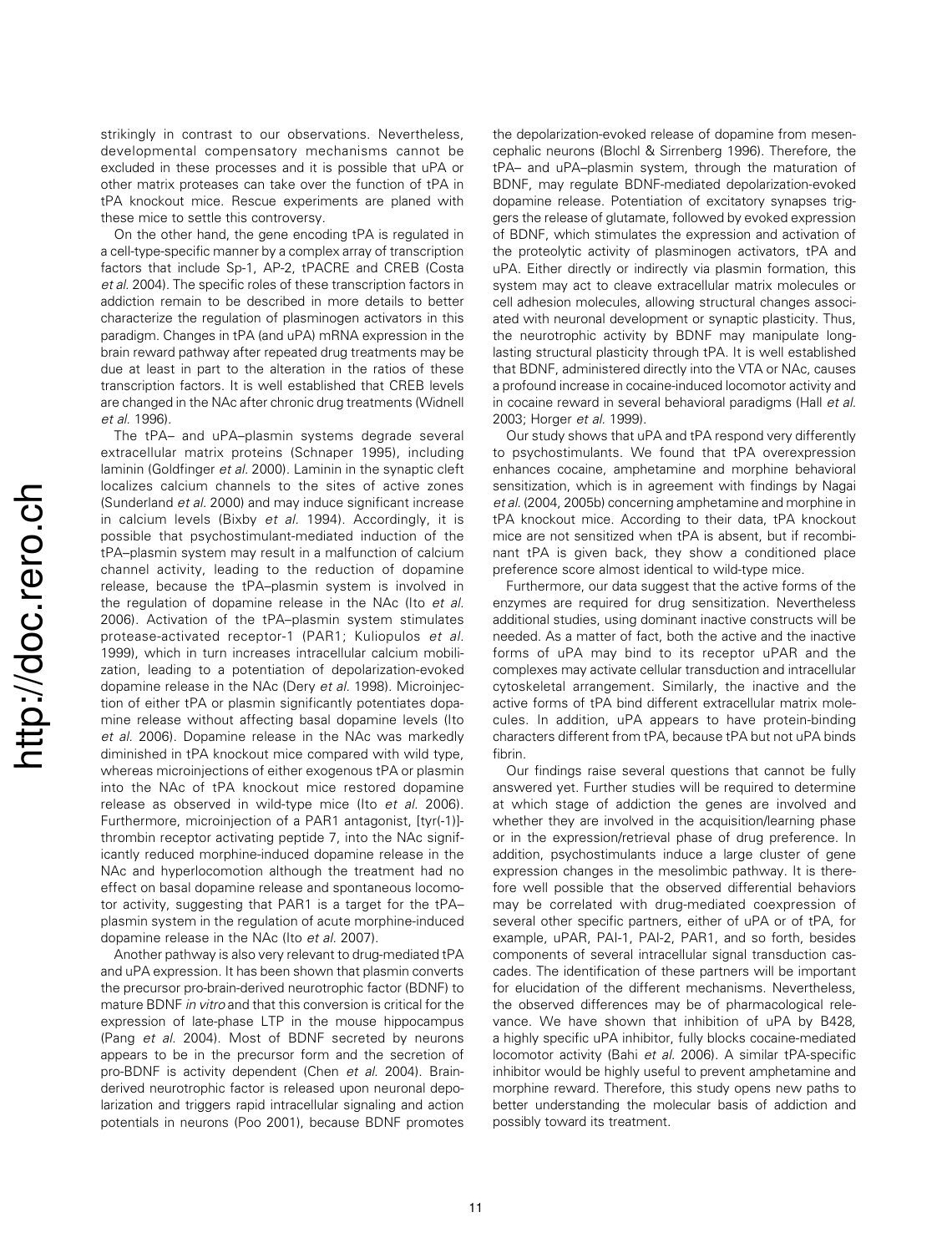strikingly in contrast to our observations. Nevertheless, developmental compensatory mechanisms cannot be excluded in these processes and it is possible that uPA or other matrix proteases can take over the function of tPA in tPA knockout mice. Rescue experiments are planed with these mice to settle this controversy.

On the other hand, the gene encoding tPA is regulated in a cell-type-specific manner by a complex array of transcription factors that include Sp-1, AP-2, tPACRE and CREB (Costa *et al.* 2004). The specific roles of these transcription factors in addiction remain to be described in more details to better characterize the regulation of plasminogen activators in this paradigm. Changes in tPA (and uPA) mRNA expression in the brain reward pathway after repeated drug treatments may be due at least in part to the alteration in the ratios of these transcription factors. It is well established that CREB levels are changed in the NAc after chronic drug treatments (Widnell *et al.* 1996).

The tPA– and uPA–plasmin systems degrade several extracellular matrix proteins (Schnaper 1995), including laminin (Goldfinger *et al.* 2000). Laminin in the synaptic cleft localizes calcium channels to the sites of active zones (Sunderland *et al.* 2000) and may induce significant increase in calcium levels (Bixby *et al.* 1994). Accordingly, it is possible that psychostimulant-mediated induction of the tPA–plasmin system may result in a malfunction of calcium channel activity, leading to the reduction of dopamine release, because the tPA–plasmin system is involved in the regulation of dopamine release in the NAc (Ito *et al.* 2006). Activation of the tPA–plasmin system stimulates protease-activated receptor-1 (PAR1; Kuliopulos *et al.* 1999), which in turn increases intracellular calcium mobilization, leading to a potentiation of depolarization-evoked dopamine release in the NAc (Dery *et al.* 1998). Microinjection of either tPA or plasmin significantly potentiates dopamine release without affecting basal dopamine levels (Ito *et al.* 2006). Dopamine release in the NAc was markedly diminished in tPA knockout mice compared with wild type, whereas microinjections of either exogenous tPA or plasmin into the NAc of tPA knockout mice restored dopamine release as observed in wild-type mice (Ito *et al.* 2006). Furthermore, microinjection of a PAR1 antagonist, [tyr(-1)]-thrombin receptor activating peptide 7, into the NAc significantly reduced morphine-induced dopamine release in the NAc and hyperlocomotion although the treatment had no effect on basal dopamine release and spontaneous locomotor activity, suggesting that PAR1 is a target for the tPA–plasmin system in the regulation of acute morphine-induced dopamine release in the NAc (Ito *et al.* 2007).

Another pathway is also very relevant to drug-mediated tPA and uPA expression. It has been shown that plasmin converts the precursor pro-brain-derived neurotrophic factor (BDNF) to mature BDNF *in vitro* and that this conversion is critical for the expression of late-phase LTP in the mouse hippocampus (Pang *et al.* 2004). Most of BDNF secreted by neurons appears to be in the precursor form and the secretion of pro-BDNF is activity dependent (Chen *et al.* 2004). Brain-derived neurotrophic factor is released upon neuronal depolarization and triggers rapid intracellular signaling and action potentials in neurons (Poo 2001), because BDNF promotes the depolarization-evoked release of dopamine from mesencephalic neurons (Blochl & Sirrenberg 1996). Therefore, the tPA–plasmin system, through the maturation of BDNF, may regulate BDNF-mediated depolarization-evoked dopamine release. Potentiation of excitatory synapses triggers the release of glutamate, followed by evoked expression of BDNF, which stimulates the expression and activation of the proteolytic activity of plasminogen activators, tPA and uPA. Either directly or indirectly via plasmin formation, this system may act to cleave extracellular matrix molecules or cell adhesion molecules, allowing structural changes associated with neuronal development or synaptic plasticity. Thus, the neurotrophic activity by BDNF may manipulate long-lasting structural plasticity through tPA. It is well established that BDNF, administered directly into the VTA or NAc, causes a profound increase in cocaine-induced locomotor activity and in cocaine reward in several behavioral paradigms (Hall *et al.* 2003; Horger *et al.* 1999).

Our study shows that uPA and tPA respond very differently to psychostimulants. We found that tPA overexpression enhances cocaine, amphetamine and morphine behavioral sensitization, which is in agreement with findings by Nagai *et al.* (2004, 2005b) concerning amphetamine and morphine in tPA knockout mice. According to their data, tPA knockout mice are not sensitized when tPA is absent, but if recombinant tPA is given back, they show a conditioned place preference score almost identical to wild-type mice.

Furthermore, our data suggest that the active forms of the enzymes are required for drug sensitization. Nevertheless additional studies, using dominant inactive constructs will be needed. As a matter of fact, both the active and the inactive forms of uPA may bind to its receptor uPAR and the complexes may activate cellular transduction and intracellular cytoskeletal arrangement. Similarly, the inactive and the active forms of tPA bind different extracellular matrix molecules. In addition, uPA appears to have protein-binding characters different from tPA, because tPA but not uPA binds fibrin.

Our findings raise several questions that cannot be fully answered yet. Further studies will be required to determine at which stage of addiction the genes are involved and whether they are involved in the acquisition/learning phase or in the expression/retrieval phase of drug preference. In addition, psychostimulants induce a large cluster of gene expression changes in the mesolimbic pathway. It is therefore well possible that the observed differential behaviors may be correlated with drug-mediated coexpression of several other specific partners, either of uPA or of tPA, for example, uPAR, PAI-1, PAI-2, PAR1, and so forth, besides components of several intracellular signal transduction cascades. The identification of these partners will be important for elucidation of the different mechanisms. Nevertheless, the observed differences may be of pharmacological relevance. We have shown that inhibition of uPA by B428, a highly specific uPA inhibitor, fully blocks cocaine-mediated locomotor activity (Bahi *et al.* 2006). A similar tPA-specific inhibitor would be highly useful to prevent amphetamine and morphine reward. Therefore, this study opens new paths to better understanding the molecular basis of addiction and possibly toward its treatment.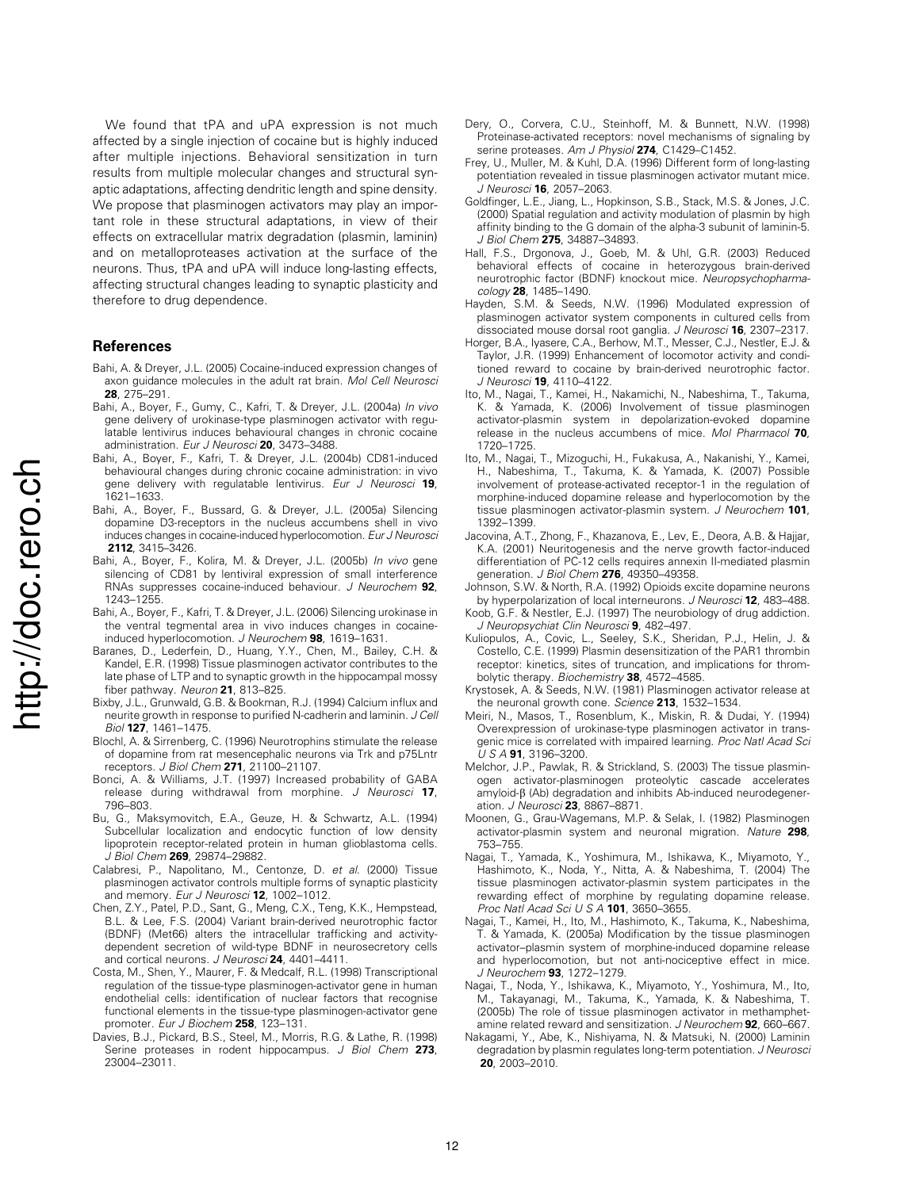We found that tPA and uPA expression is not much affected by a single injection of cocaine but is highly induced after multiple injections. Behavioral sensitization in turn results from multiple molecular changes and structural synaptic adaptations, affecting dendritic length and spine density. We propose that plasminogen activators may play an important role in these structural adaptations, in view of their effects on extracellular matrix degradation (plasmin, laminin) and on metalloproteases activation at the surface of the neurons. Thus, tPA and uPA will induce long-lasting effects, affecting structural changes leading to synaptic plasticity and therefore to drug dependence.

## References

Bahi, A. & Dreyer, J.L. (2005) Cocaine-induced expression changes of axon guidance molecules in the adult rat brain. *Mol Cell Neurosci* **28**, 275–291.

Bahi, A., Boyer, F., Gumy, C., Kafri, T. & Dreyer, J.L. (2004a) *In vivo* gene delivery of urokinase-type plasminogen activator with regulatable lentivirus induces behavioural changes in chronic cocaine administration. *Eur J Neurosci* **20**, 3473–3488.

Bahi, A., Boyer, F., Kafri, T. & Dreyer, J.L. (2004b) CD81-induced behavioural changes during chronic cocaine administration: in vivo gene delivery with regulatable lentivirus. *Eur J Neurosci* **19**, 1621–1633.

Bahi, A., Boyer, F., Bussard, G. & Dreyer, J.L. (2005a) Silencing dopamine D3-receptors in the nucleus accumbens shell in vivo induces changes in cocaine-induced hyperlocomotion. *Eur J Neurosci* **2112**, 3415–3426.

Bahi, A., Boyer, F., Kolira, M. & Dreyer, J.L. (2005b) *In vivo* gene silencing of CD81 by lentiviral expression of small interference RNAs suppresses cocaine-induced behaviour. *J Neurochem* **92**, 1243–1255.

Bahi, A., Boyer, F., Kafri, T. & Dreyer, J.L. (2006) Silencing urokinase in the ventral tegmental area in vivo induces changes in cocaine-induced hyperlocomotion. *J Neurochem* **98**, 1619–1631.

Baranes, D., Lederfein, D., Huang, Y.Y., Chen, M., Bailey, C.H. & Kandel, E.R. (1998) Tissue plasminogen activator contributes to the late phase of LTP and to synaptic growth in the hippocampal mossy fiber pathway. *Neuron* **21**, 813–825.

Bixby, J.L., Grunwald, G.B. & Bookman, R.J. (1994) Calcium influx and neurite growth in response to purified N-cadherin and laminin. *J Cell Biol* **127**, 1461–1475.

Blochl, A. & Sirrenberg, C. (1996) Neurotrophins stimulate the release of dopamine from rat mesencephalic neurons via Trk and p75Lntr receptors. *J Biol Chem* **271**, 21100–21107.

Bonci, A. & Williams, J.T. (1997) Increased probability of GABA release during withdrawal from morphine. *J Neurosci* **17**, 796–803.

Bu, G., Maksymovitch, E.A., Geuze, H. & Schwartz, A.L. (1994) Subcellular localization and endocytic function of low density lipoprotein receptor-related protein in human glioblastoma cells. *J Biol Chem* **269**, 29874–29882.

Calabresi, P., Napolitano, M., Centonze, D. *et al.* (2000) Tissue plasminogen activator controls multiple forms of synaptic plasticity and memory. *Eur J Neurosci* **12**, 1002–1012.

Chen, Z.Y., Patel, P.D., Sant, G., Meng, C.X., Teng, K.K., Hempstead, B.L. & Lee, F.S. (2004) Variant brain-derived neurotrophic factor (BDNF) (Met66) alters the intracellular trafficking and activity-dependent secretion of wild-type BDNF in neurosecretory cells and cortical neurons. *J Neurosci* **24**, 4401–4411.

Costa, M., Shen, Y., Maurer, F. & Medcalf, R.L. (1998) Transcriptional regulation of the tissue-type plasminogen-activator gene in human endothelial cells: identification of nuclear factors that recognise functional elements in the tissue-type plasminogen-activator gene promoter. *Eur J Biochem* **258**, 123–131.

Davies, B.J., Pickard, B.S., Steel, M., Morris, R.G. & Lathe, R. (1998) Serine proteases in rodent hippocampus. *J Biol Chem* **273**, 23004–23011.

Dery, O., Corvera, C.U., Steinhoff, M. & Bunnett, N.W. (1998) Proteinase-activated receptors: novel mechanisms of signaling by serine proteases. *Am J Physiol* **274**, C1429–C1452.

Frey, U., Muller, M. & Kuhl, D.A. (1996) Different form of long-lasting potentiation revealed in tissue plasminogen activator mutant mice. *J Neurosci* **16**, 2057–2063.

Goldfinger, L.E., Jiang, L., Hopkinson, S.B., Stack, M.S. & Jones, J.C. (2000) Spatial regulation and activity modulation of plasmin by high affinity binding to the G domain of the alpha-3 subunit of laminin-5. *J Biol Chem* **275**, 34887–34893.

Hall, F.S., Drgonova, J., Goeb, M. & Uhl, G.R. (2003) Reduced behavioral effects of cocaine in heterozygous brain-derived neurotrophic factor (BDNF) knockout mice. *Neuropsychopharmacology* **28**, 1485–1490.

Hayden, S.M. & Seeds, N.W. (1996) Modulated expression of plasminogen activator system components in cultured cells from dissociated mouse dorsal root ganglia. *J Neurosci* **16**, 2307–2317.

Horger, B.A., Iyasere, C.A., Berhow, M.T., Messer, C.J., Nestler, E.J. & Taylor, J.R. (1999) Enhancement of locomotor activity and conditioned reward to cocaine by brain-derived neurotrophic factor. *J Neurosci* **19**, 4110–4122.

Ito, M., Nagai, T., Kamei, H., Nakamichi, N., Nabeshima, T., Takuma, K. & Yamada, K. (2006) Involvement of tissue plasminogen activator-plasmin system in depolarization-evoked dopamine release in the nucleus accumbens of mice. *Mol Pharmacol* **70**, 1720–1725.

Ito, M., Nagai, T., Mizoguchi, H., Fukakusa, A., Nakanishi, Y., Kamei, H., Nabeshima, T., Takuma, K. & Yamada, K. (2007) Possible involvement of protease-activated receptor-1 in the regulation of morphine-induced dopamine release and hyperlocomotion by the tissue plasminogen activator-plasmin system. *J Neurochem* **101**, 1392–1399.

Jacovina, A.T., Zhong, F., Khazanova, E., Lev, E., Deora, A.B. & Hajjar, K.A. (2001) Neuritogenesis and the nerve growth factor-induced differentiation of PC-12 cells requires annexin II-mediated plasmin generation. *J Biol Chem* **276**, 49350–49358.

Johnson, S.W. & North, R.A. (1992) Opioids excite dopamine neurons by hyperpolarization of local interneurons. *J Neurosci* **12**, 483–488.

Koob, G.F. & Nestler, E.J. (1997) The neurobiology of drug addiction. *J Neuropsychiat Clin Neurosci* **9**, 482–497.

Kuliopulos, A., Covic, L., Seeley, S.K., Sheridan, P.J., Helin, J. & Costello, C.E. (1999) Plasmin desensitization of the PAR1 thrombin receptor: kinetics, sites of truncation, and implications for thrombolytic therapy. *Biochemistry* **38**, 4572–4585.

Krystosek, A. & Seeds, N.W. (1981) Plasminogen activator release at the neuronal growth cone. *Science* **213**, 1532–1534.

Meiri, N., Masos, T., Rosenblum, K., Miskin, R. & Dudai, Y. (1994) Overexpression of urokinase-type plasminogen activator in transgenic mice is correlated with impaired learning. *Proc Natl Acad Sci U S A* **91**, 3196–3200.

Melchor, J.P., Pawlak, R. & Strickland, S. (2003) The tissue plasminogen activator-plasminogen proteolytic cascade accelerates amyloid-β (Ab) degradation and inhibits Ab-induced neurodegeneration. *J Neurosci* **23**, 8867–8871.

Moonen, G., Grau-Wagemans, M.P. & Selak, I. (1982) Plasminogen activator-plasmin system and neuronal migration. *Nature* **298**, 753–755.

Nagai, T., Yamada, K., Yoshimura, M., Ishikawa, K., Miyamoto, Y., Hashimoto, K., Noda, Y., Nitta, A. & Nabeshima, T. (2004) The tissue plasminogen activator-plasmin system participates in the rewarding effect of morphine by regulating dopamine release. *Proc Natl Acad Sci U S A* **101**, 3650–3655.

Nagai, T., Kamei, H., Ito, M., Hashimoto, K., Takuma, K., Nabeshima, T. & Yamada, K. (2005a) Modification by the tissue plasminogen activator–plasmin system of morphine-induced dopamine release and hyperlocomotion, but not anti-nociceptive effect in mice. *J Neurochem* **93**, 1272–1279.

Nagai, T., Noda, Y., Ishikawa, K., Miyamoto, Y., Yoshimura, M., Ito, M., Takayanagi, M., Takuma, K., Yamada, K. & Nabeshima, T. (2005b) The role of tissue plasminogen activator in methamphetamine related reward and sensitization. *J Neurochem* **92**, 660–667.

Nakagami, Y., Abe, K., Nishiyama, N. & Matsuki, N. (2000) Laminin degradation by plasmin regulates long-term potentiation. *J Neurosci* **20**, 2003–2010.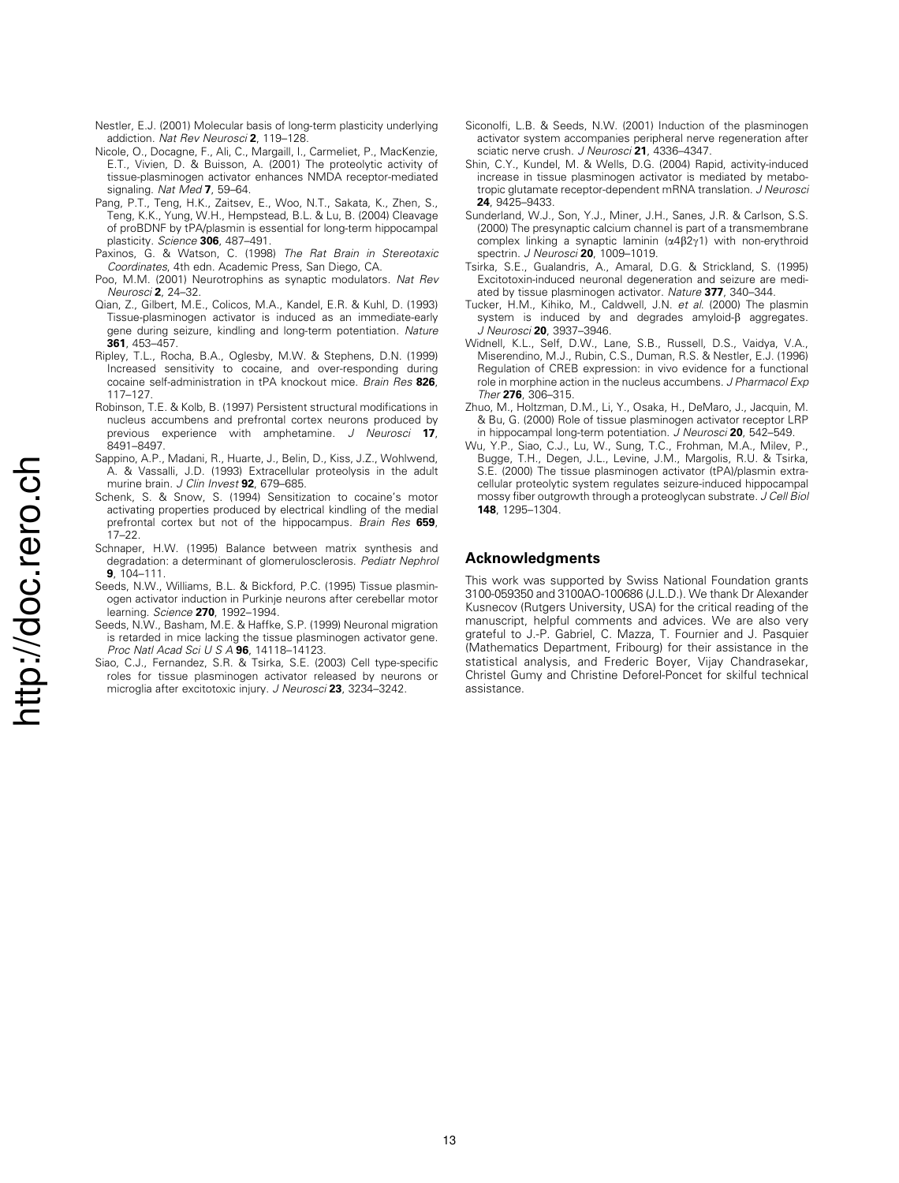Nestler, E.J. (2001) Molecular basis of long-term plasticity underlying addiction. *Nat Rev Neurosci* **2**, 119–128.

Nicole, O., Docagne, F., Ali, C., Margaill, I., Carmeliet, P., MacKenzie, E.T., Vivien, D. & Buisson, A. (2001) The proteolytic activity of tissue-plasminogen activator enhances NMDA receptor-mediated signaling. *Nat Med* **7**, 59–64.

Pang, P.T., Teng, H.K., Zaitsev, E., Woo, N.T., Sakata, K., Zhen, S., Teng, K.K., Yung, W.H., Hempstead, B.L. & Lu, B. (2004) Cleavage of proBDNF by tPA/plasmin is essential for long-term hippocampal plasticity. *Science* **306**, 487–491.

Paxinos, G. & Watson, C. (1998) *The Rat Brain in Stereotaxic Coordinates*, 4th edn. Academic Press, San Diego, CA.

Poo, M.M. (2001) Neurotrophins as synaptic modulators. *Nat Rev Neurosci* **2**, 24–32.

Qian, Z., Gilbert, M.E., Colicos, M.A., Kandel, E.R. & Kuhl, D. (1993) Tissue-plasminogen activator is induced as an immediate-early gene during seizure, kindling and long-term potentiation. *Nature* **361**, 453–457.

Ripley, T.L., Rocha, B.A., Oglesby, M.W. & Stephens, D.N. (1999) Increased sensitivity to cocaine, and over-responding during cocaine self-administration in tPA knockout mice. *Brain Res* **826**, 117–127.

Robinson, T.E. & Kolb, B. (1997) Persistent structural modifications in nucleus accumbens and prefrontal cortex neurons produced by previous experience with amphetamine. *J Neurosci* **17**, 8491–8497.

Sappino, A.P., Madani, R., Huarte, J., Belin, D., Kiss, J.Z., Wohlwend, A. & Vassalli, J.D. (1993) Extracellular proteolysis in the adult murine brain. *J Clin Invest* **92**, 679–685.

Schenk, S. & Snow, S. (1994) Sensitization to cocaine's motor activating properties produced by electrical kindling of the medial prefrontal cortex but not of the hippocampus. *Brain Res* **659**, 17–22.

Schnaper, H.W. (1995) Balance between matrix synthesis and degradation: a determinant of glomerulosclerosis. *Pediatr Nephrol* **9**, 104–111.

Seeds, N.W., Williams, B.L. & Bickford, P.C. (1995) Tissue plasminogen activator induction in Purkinje neurons after cerebellar motor learning. *Science* **270**, 1992–1994.

Seeds, N.W., Basham, M.E. & Haffke, S.P. (1999) Neuronal migration is retarded in mice lacking the tissue plasminogen activator gene. *Proc Natl Acad Sci U S A* **96**, 14118–14123.

Siao, C.J., Fernandez, S.R. & Tsirka, S.E. (2003) Cell type-specific roles for tissue plasminogen activator released by neurons or microglia after excitotoxic injury. *J Neurosci* **23**, 3234–3242.

Siconolfi, L.B. & Seeds, N.W. (2001) Induction of the plasminogen activator system accompanies peripheral nerve regeneration after sciatic nerve crush. *J Neurosci* **21**, 4336–4347.

Shin, C.Y., Kundel, M. & Wells, D.G. (2004) Rapid, activity-induced increase in tissue plasminogen activator is mediated by metabotropic glutamate receptor-dependent mRNA translation. *J Neurosci* **24**, 9425–9433.

Sunderland, W.J., Son, Y.J., Miner, J.H., Sanes, J.R. & Carlson, S.S. (2000) The presynaptic calcium channel is part of a transmembrane complex linking a synaptic laminin ($\alpha 4\beta 2\gamma 1$) with non-erythroid spectrin. *J Neurosci* **20**, 1009–1019.

Tsirka, S.E., Gualandris, A., Amaral, D.G. & Strickland, S. (1995) Excitotoxin-induced neuronal degeneration and seizure are mediated by tissue plasminogen activator. *Nature* **377**, 340–344.

Tucker, H.M., Kihiko, M., Caldwell, J.N. *et al.* (2000) The plasmin system is induced by and degrades amyloid-β aggregates. *J Neurosci* **20**, 3937–3946.

Widnell, K.L., Self, D.W., Lane, S.B., Russell, D.S., Vaidya, V.A., Miserendino, M.J., Rubin, C.S., Duman, R.S. & Nestler, E.J. (1996) Regulation of CREB expression: in vivo evidence for a functional role in morphine action in the nucleus accumbens. *J Pharmacol Exp Ther* **276**, 306–315.

Zhuo, M., Holtzman, D.M., Li, Y., Osaka, H., DeMaro, J., Jacquin, M. & Bu, G. (2000) Role of tissue plasminogen activator receptor LRP in hippocampal long-term potentiation. *J Neurosci* **20**, 542–549.

Wu, Y.P., Siao, C.J., Lu, W., Sung, T.C., Frohman, M.A., Milev, P., Bugge, T.H., Degen, J.L., Levine, J.M., Margolis, R.U. & Tsirka, S.E. (2000) The tissue plasminogen activator (tPA)/plasmin extracellular proteolytic system regulates seizure-induced hippocampal mossy fiber outgrowth through a proteoglycan substrate. *J Cell Biol* **148**, 1295–1304.

## Acknowledgments

This work was supported by Swiss National Foundation grants 3100-059350 and 3100AO-100686 (J.L.D.). We thank Dr Alexander Kusnecov (Rutgers University, USA) for the critical reading of the manuscript, helpful comments and advices. We are also very grateful to J.-P. Gabriel, C. Mazza, T. Fournier and J. Pasquier (Mathematics Department, Fribourg) for their assistance in the statistical analysis, and Frederic Boyer, Vijay Chandrasekar, Christel Gumy and Christine Deforel-Poncet for skilful technical assistance.